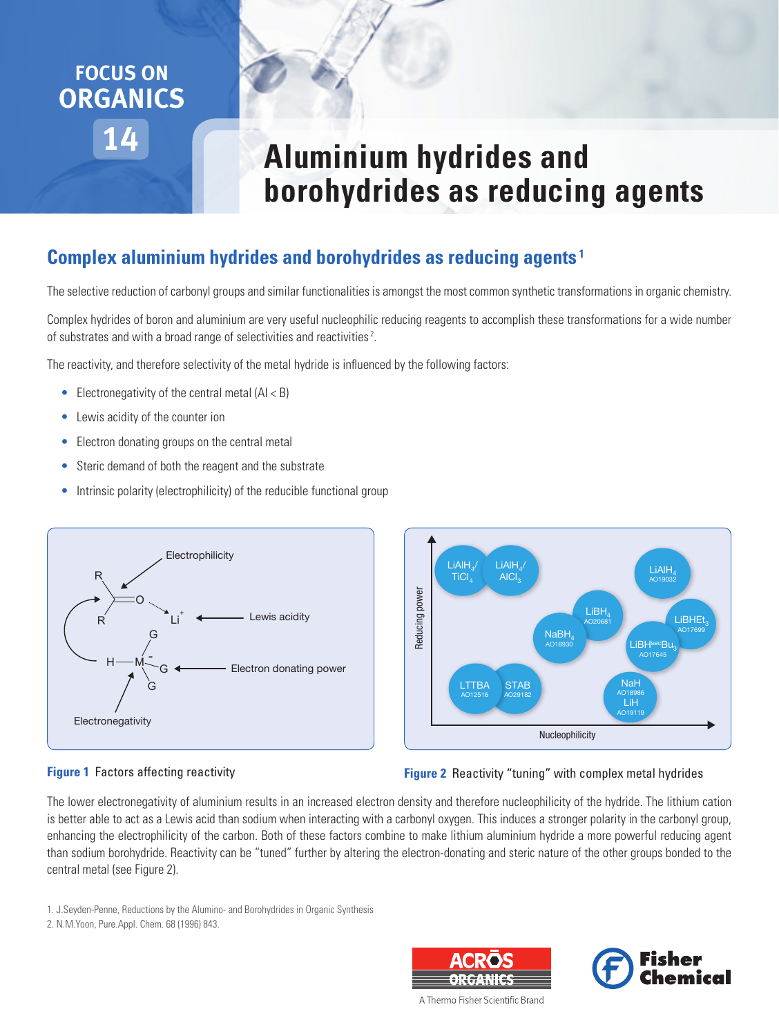# FOCUS ON ORGANICS 14

# Aluminium hydrides and borohydrides as reducing agents

## Complex aluminium hydrides and borohydrides as reducing agents[1]

The selective reduction of carbonyl groups and similar functionalities is amongst the most common synthetic transformations in organic chemistry.

Complex hydrides of boron and aluminium are very useful nucleophilic reducing reagents to accomplish these transformations for a wide number of substrates and with a broad range of selectivities and reactivities[2].

The reactivity, and therefore selectivity of the metal hydride is influenced by the following factors:

- Electronegativity of the central metal (Al < B)
- Lewis acidity of the counter ion
- Electron donating groups on the central metal
- Steric demand of both the reagent and the substrate
- Intrinsic polarity (electrophilicity) of the reducible functional group

**Figure 1** Factors affecting reactivity

**Figure 2** Reactivity "tuning" with complex metal hydrides

The lower electronegativity of aluminium results in an increased electron density and therefore nucleophilicity of the hydride. The lithium cation is better able to act as a Lewis acid than sodium when interacting with a carbonyl oxygen. This induces a stronger polarity in the carbonyl group, enhancing the electrophilicity of the carbon. Both of these factors combine to make lithium aluminium hydride a more powerful reducing agent than sodium borohydride. Reactivity can be "tuned" further by altering the electron-donating and steric nature of the other groups bonded to the central metal (see Figure 2).

1. J.Seyden-Penne, Reductions by the Alumino- and Borohydrides in Organic Synthesis
2. N.M.Yoon, Pure.Appl. Chem. 68 (1996) 843.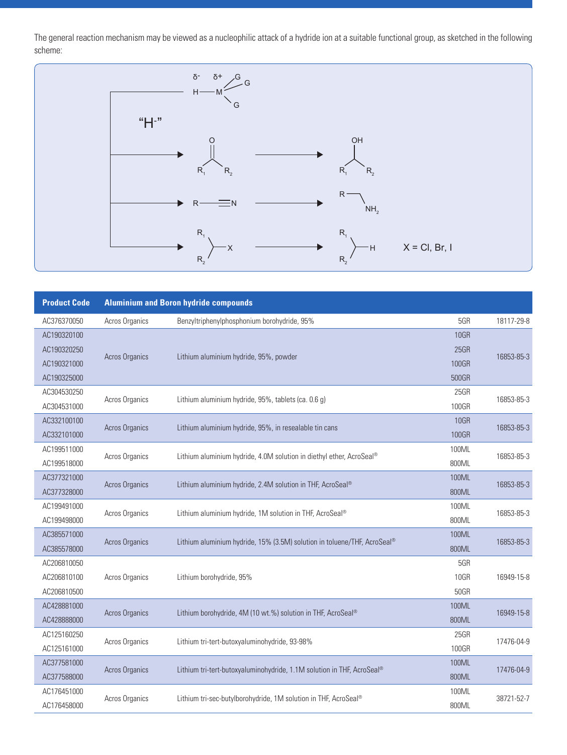The general reaction mechanism may be viewed as a nucleophilic attack of a hydride ion at a suitable functional group, as sketched in the following scheme:

| Product Code | Aluminium and Boron hydride compounds | | | |
|---|---|---|---|---|
| AC376370050 | Acros Organics | Benzyltriphenylphosphonium borohydride, 95% | 5GR | 18117-29-8 |
| AC190320100 | Acros Organics | Lithium aluminium hydride, 95%, powder | 10GR | 16853-85-3 |
| AC190320250 | | | 25GR | |
| AC190321000 | | | 100GR | |
| AC190325000 | | | 500GR | |
| AC304530250 | Acros Organics | Lithium aluminium hydride, 95%, tablets (ca. 0.6 g) | 25GR | 16853-85-3 |
| AC304531000 | | | 100GR | |
| AC332100100 | Acros Organics | Lithium aluminium hydride, 95%, in resealable tin cans | 10GR | 16853-85-3 |
| AC332101000 | | | 100GR | |
| AC199511000 | Acros Organics | Lithium aluminium hydride, 4.0M solution in diethyl ether, AcroSeal® | 100ML | 16853-85-3 |
| AC199518000 | | | 800ML | |
| AC377321000 | Acros Organics | Lithium aluminium hydride, 2.4M solution in THF, AcroSeal® | 100ML | 16853-85-3 |
| AC377328000 | | | 800ML | |
| AC199491000 | Acros Organics | Lithium aluminium hydride, 1M solution in THF, AcroSeal® | 100ML | 16853-85-3 |
| AC199498000 | | | 800ML | |
| AC385571000 | Acros Organics | Lithium aluminium hydride, 15% (3.5M) solution in toluene/THF, AcroSeal® | 100ML | 16853-85-3 |
| AC385578000 | | | 800ML | |
| AC206810050 | Acros Organics | Lithium borohydride, 95% | 5GR | 16949-15-8 |
| AC206810100 | | | 10GR | |
| AC206810500 | | | 50GR | |
| AC428881000 | Acros Organics | Lithium borohydride, 4M (10 wt.%) solution in THF, AcroSeal® | 100ML | 16949-15-8 |
| AC428888000 | | | 800ML | |
| AC125160250 | Acros Organics | Lithium tri-tert-butoxyaluminohydride, 93-98% | 25GR | 17476-04-9 |
| AC125161000 | | | 100GR | |
| AC377581000 | Acros Organics | Lithium tri-tert-butoxyaluminohydride, 1.1M solution in THF, AcroSeal® | 100ML | 17476-04-9 |
| AC377588000 | | | 800ML | |
| AC176451000 | Acros Organics | Lithium tri-sec-butylborohydride, 1M solution in THF, AcroSeal® | 100ML | 38721-52-7 |
| AC176458000 | | | 800ML | |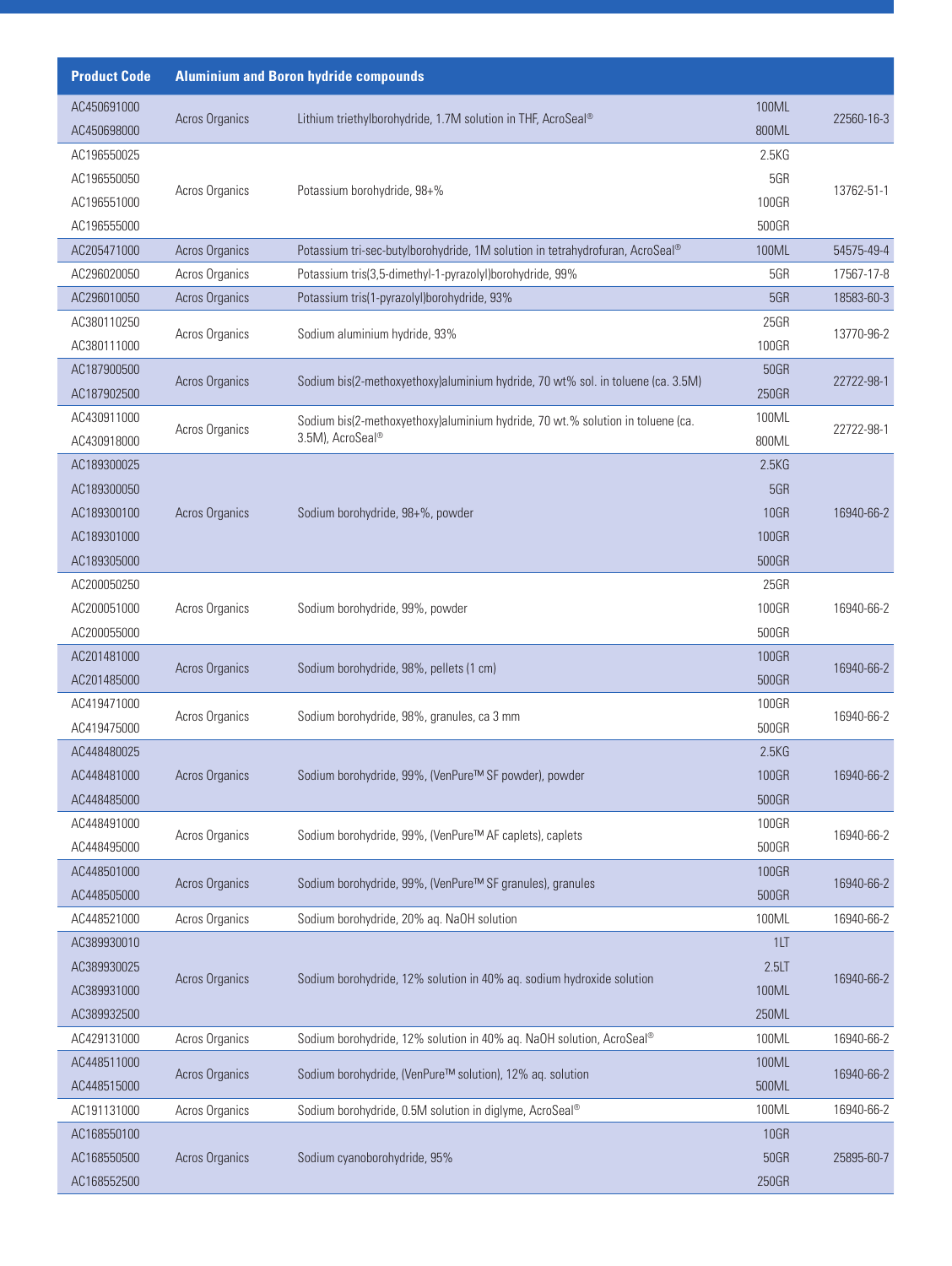| Product Code | Aluminium and Boron hydride compounds | | | |
|---|---|---|---|---|
| AC450691000 | Acros Organics | Lithium triethylborohydride, 1.7M solution in THF, AcroSeal® | 100ML | 22560-16-3 |
| AC450698000 | | | 800ML | |
| AC196550025 | Acros Organics | Potassium borohydride, 98+% | 2.5KG | 13762-51-1 |
| AC196550050 | | | 5GR | |
| AC196551000 | | | 100GR | |
| AC196555000 | | | 500GR | |
| AC205471000 | Acros Organics | Potassium tri-sec-butylborohydride, 1M solution in tetrahydrofuran, AcroSeal® | 100ML | 54575-49-4 |
| AC296020050 | Acros Organics | Potassium tris(3,5-dimethyl-1-pyrazolyl)borohydride, 99% | 5GR | 17567-17-8 |
| AC296010050 | Acros Organics | Potassium tris(1-pyrazolyl)borohydride, 93% | 5GR | 18583-60-3 |
| AC380110250 | Acros Organics | Sodium aluminium hydride, 93% | 25GR | 13770-96-2 |
| AC380111000 | | | 100GR | |
| AC187900500 | Acros Organics | Sodium bis(2-methoxyethoxy)aluminium hydride, 70 wt% sol. in toluene (ca. 3.5M) | 50GR | 22722-98-1 |
| AC187902500 | | | 250GR | |
| AC430911000 | Acros Organics | Sodium bis(2-methoxyethoxy)aluminium hydride, 70 wt.% solution in toluene (ca. 3.5M), AcroSeal® | 100ML | 22722-98-1 |
| AC430918000 | | | 800ML | |
| AC189300025 | Acros Organics | Sodium borohydride, 98+%, powder | 2.5KG | 16940-66-2 |
| AC189300050 | | | 5GR | |
| AC189300100 | | | 10GR | |
| AC189301000 | | | 100GR | |
| AC189305000 | | | 500GR | |
| AC200050250 | Acros Organics | Sodium borohydride, 99%, powder | 25GR | 16940-66-2 |
| AC200051000 | | | 100GR | |
| AC200055000 | | | 500GR | |
| AC201481000 | Acros Organics | Sodium borohydride, 98%, pellets (1 cm) | 100GR | 16940-66-2 |
| AC201485000 | | | 500GR | |
| AC419471000 | Acros Organics | Sodium borohydride, 98%, granules, ca 3 mm | 100GR | 16940-66-2 |
| AC419475000 | | | 500GR | |
| AC448480025 | Acros Organics | Sodium borohydride, 99%, (VenPure™ SF powder), powder | 2.5KG | 16940-66-2 |
| AC448481000 | | | 100GR | |
| AC448485000 | | | 500GR | |
| AC448491000 | Acros Organics | Sodium borohydride, 99%, (VenPure™ AF caplets), caplets | 100GR | 16940-66-2 |
| AC448495000 | | | 500GR | |
| AC448501000 | Acros Organics | Sodium borohydride, 99%, (VenPure™ SF granules), granules | 100GR | 16940-66-2 |
| AC448505000 | | | 500GR | |
| AC448521000 | Acros Organics | Sodium borohydride, 20% aq. NaOH solution | 100ML | 16940-66-2 |
| AC389930010 | Acros Organics | Sodium borohydride, 12% solution in 40% aq. sodium hydroxide solution | 1LT | 16940-66-2 |
| AC389930025 | | | 2.5LT | |
| AC389931000 | | | 100ML | |
| AC389932500 | | | 250ML | |
| AC429131000 | Acros Organics | Sodium borohydride, 12% solution in 40% aq. NaOH solution, AcroSeal® | 100ML | 16940-66-2 |
| AC448511000 | Acros Organics | Sodium borohydride, (VenPure™ solution), 12% aq. solution | 100ML | 16940-66-2 |
| AC448515000 | | | 500ML | |
| AC191131000 | Acros Organics | Sodium borohydride, 0.5M solution in diglyme, AcroSeal® | 100ML | 16940-66-2 |
| AC168550100 | Acros Organics | Sodium cyanoborohydride, 95% | 10GR | 25895-60-7 |
| AC168550500 | | | 50GR | |
| AC168552500 | | | 250GR | |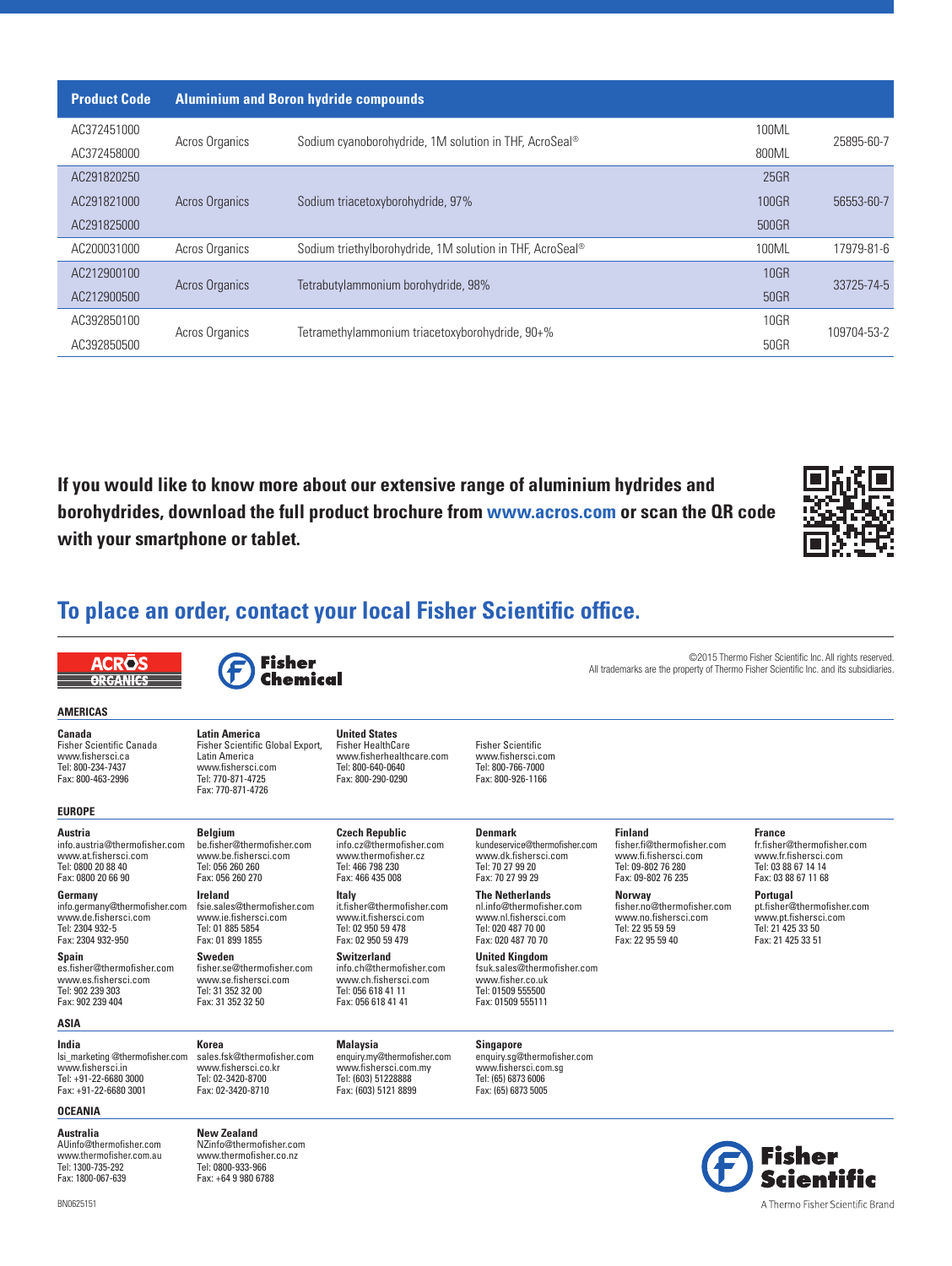| Product Code | Aluminium and Boron hydride compounds | | | |
|---|---|---|---|---|
| AC372451000 | Acros Organics | Sodium cyanoborohydride, 1M solution in THF, AcroSeal® | 100ML | 25895-60-7 |
| AC372458000 | | | 800ML | |
| AC291820250 | Acros Organics | Sodium triacetoxyborohydride, 97% | 25GR | 56553-60-7 |
| AC291821000 | | | 100GR | |
| AC291825000 | | | 500GR | |
| AC200031000 | Acros Organics | Sodium triethylborohydride, 1M solution in THF, AcroSeal® | 100ML | 17979-81-6 |
| AC212900100 | Acros Organics | Tetrabutylammonium borohydride, 98% | 10GR | 33725-74-5 |
| AC212900500 | | | 50GR | |
| AC392850100 | Acros Organics | Tetramethylammonium triacetoxyborohydride, 90+% | 10GR | 109704-53-2 |
| AC392850500 | | | 50GR | |

**If you would like to know more about our extensive range of aluminium hydrides and borohydrides, download the full product brochure from www.acros.com or scan the QR code with your smartphone or tablet.**

## To place an order, contact your local Fisher Scientific office.

ACROS ORGANICS
Fisher Chemical

©2015 Thermo Fisher Scientific Inc. All rights reserved.
All trademarks are the property of Thermo Fisher Scientific Inc. and its subsidiaries.

### AMERICAS

**Canada**
Fisher Scientific Canada
www.fishersci.ca
Tel: 800-234-7437
Fax: 800-463-2996

**Latin America**
Fisher Scientific Global Export, Latin America
www.fishersci.com
Tel: 770-871-4725
Fax: 770-871-4726

**United States**
Fisher HealthCare
www.fisherhealthcare.com
Tel: 800-640-0640
Fax: 800-290-0290

Fisher Scientific
www.fishersci.com
Tel: 800-766-7000
Fax: 800-926-1166

### EUROPE

**Austria**
info.austria@thermofisher.com
www.at.fishersci.com
Tel: 0800 20 88 40
Fax: 0800 20 66 90

**Belgium**
be.fisher@thermofisher.com
www.be.fishersci.com
Tel: 056 260 260
Fax: 056 260 270

**Czech Republic**
info.cz@thermofisher.com
www.thermofisher.cz
Tel: 466 798 230
Fax: 466 435 008

**Denmark**
kundeservice@thermofisher.com
www.dk.fishersci.com
Tel: 70 27 99 20
Fax: 70 27 99 29

**Finland**
fisher.fi@thermofisher.com
www.fi.fishersci.com
Tel: 09-802 76 280
Fax: 09-802 76 235

**France**
fr.fisher@thermofisher.com
www.fr.fishersci.com
Tel: 03 88 67 14 14
Fax: 03 88 67 11 68

**Germany**
info.germany@thermofisher.com
www.de.fishersci.com
Tel: 2304 932-5
Fax: 2304 932-950

**Ireland**
fsie.sales@thermofisher.com
www.ie.fishersci.com
Tel: 01 885 5854
Fax: 01 899 1855

**Italy**
it.fisher@thermofisher.com
www.it.fishersci.com
Tel: 02 950 59 478
Fax: 02 950 59 479

**The Netherlands**
nl.info@thermofisher.com
www.nl.fishersci.com
Tel: 020 487 70 00
Fax: 020 487 70 70

**Norway**
fisher.no@thermofisher.com
www.no.fishersci.com
Tel: 22 95 59 59
Fax: 22 95 59 40

**Portugal**
pt.fisher@thermofisher.com
www.pt.fishersci.com
Tel: 21 425 33 50
Fax: 21 425 33 51

**Spain**
es.fisher@thermofisher.com
www.es.fishersci.com
Tel: 902 239 303
Fax: 902 239 404

**Sweden**
fisher.se@thermofisher.com
www.se.fishersci.com
Tel: 31 352 32 00
Fax: 31 352 32 50

**Switzerland**
info.ch@thermofisher.com
www.ch.fishersci.com
Tel: 056 618 41 11
Fax: 056 618 41 41

**United Kingdom**
fsuk.sales@thermofisher.com
www.fisher.co.uk
Tel: 01509 555500
Fax: 01509 555111

### ASIA

**India**
Isi_marketing @thermofisher.com
www.fishersci.in
Tel: +91-22-6680 3000
Fax: +91-22-6680 3001

**Korea**
sales.fsk@thermofisher.com
www.fishersci.co.kr
Tel: 02-3420-8700
Fax: 02-3420-8710

**Malaysia**
enquiry.my@thermofisher.com
www.fishersci.com.my
Tel: (603) 51228888
Fax: (603) 5121 8899

**Singapore**
enquiry.sg@thermofisher.com
www.fishersci.com.sg
Tel: (65) 6873 6006
Fax: (65) 6873 5005

### OCEANIA

**Australia**
AUinfo@thermofisher.com
www.thermofisher.com.au
Tel: 1300-735-292
Fax: 1800-067-639

**New Zealand**
NZinfo@thermofisher.com
www.thermofisher.co.nz
Tel: 0800-933-966
Fax: +64 9 980 6788

BN0625151

Fisher Scientific
A Thermo Fisher Scientific Brand